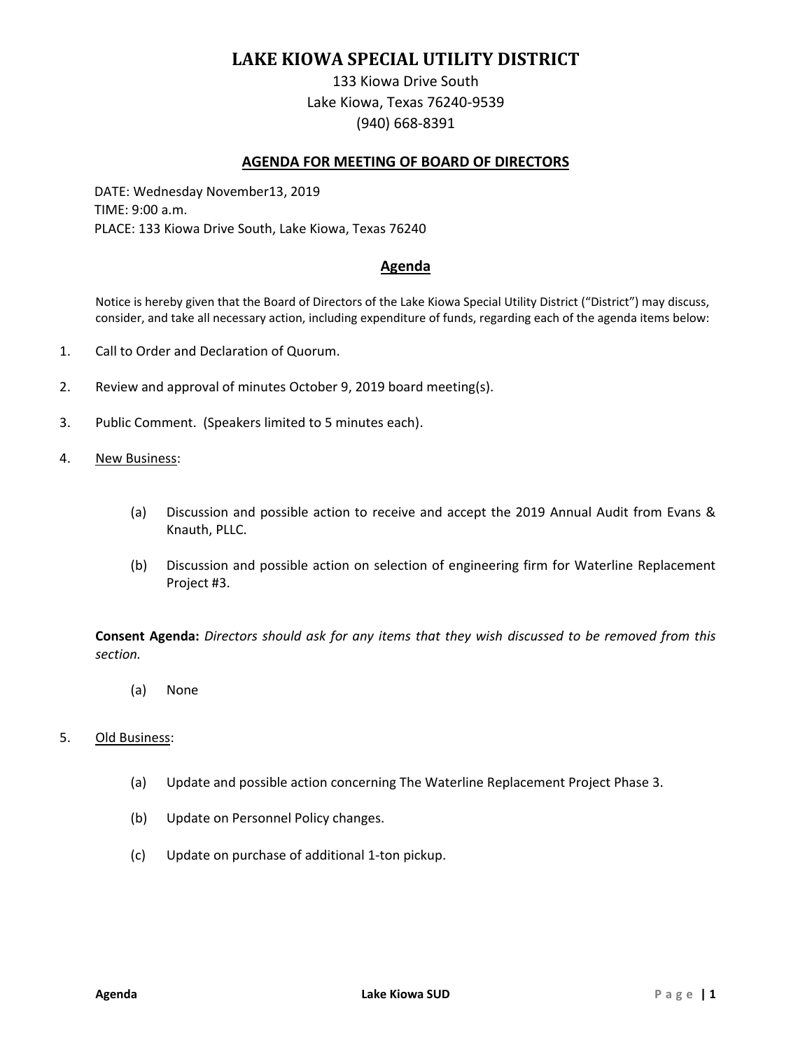# LAKE KIOWA SPECIAL UTILITY DISTRICT

133 Kiowa Drive South
Lake Kiowa, Texas 76240-9539
(940) 668-8391

## AGENDA FOR MEETING OF BOARD OF DIRECTORS

DATE: Wednesday November13, 2019
TIME: 9:00 a.m.
PLACE: 133 Kiowa Drive South, Lake Kiowa, Texas 76240

## Agenda

Notice is hereby given that the Board of Directors of the Lake Kiowa Special Utility District ("District") may discuss, consider, and take all necessary action, including expenditure of funds, regarding each of the agenda items below:

1. Call to Order and Declaration of Quorum.

2. Review and approval of minutes October 9, 2019 board meeting(s).

3. Public Comment. (Speakers limited to 5 minutes each).

4. New Business:

   (a) Discussion and possible action to receive and accept the 2019 Annual Audit from Evans & Knauth, PLLC.

   (b) Discussion and possible action on selection of engineering firm for Waterline Replacement Project #3.

   **Consent Agenda:** *Directors should ask for any items that they wish discussed to be removed from this section.*

   (a) None

5. Old Business:

   (a) Update and possible action concerning The Waterline Replacement Project Phase 3.

   (b) Update on Personnel Policy changes.

   (c) Update on purchase of additional 1-ton pickup.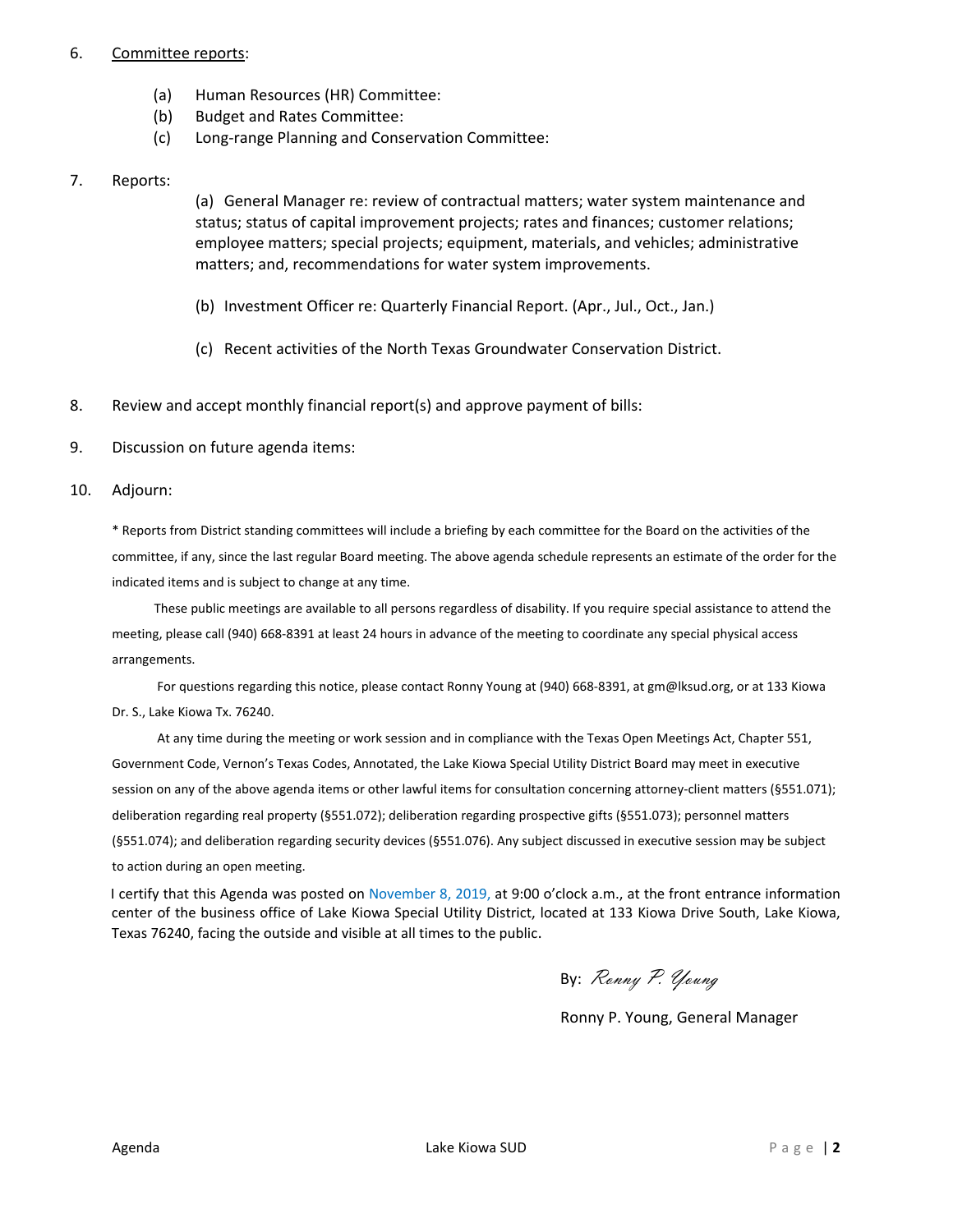6. Committee reports:

   (a) Human Resources (HR) Committee:
   (b) Budget and Rates Committee:
   (c) Long-range Planning and Conservation Committee:

7. Reports:

   (a) General Manager re: review of contractual matters; water system maintenance and status; status of capital improvement projects; rates and finances; customer relations; employee matters; special projects; equipment, materials, and vehicles; administrative matters; and, recommendations for water system improvements.

   (b) Investment Officer re: Quarterly Financial Report. (Apr., Jul., Oct., Jan.)

   (c) Recent activities of the North Texas Groundwater Conservation District.

8. Review and accept monthly financial report(s) and approve payment of bills:

9. Discussion on future agenda items:

10. Adjourn:

* Reports from District standing committees will include a briefing by each committee for the Board on the activities of the committee, if any, since the last regular Board meeting. The above agenda schedule represents an estimate of the order for the indicated items and is subject to change at any time.

These public meetings are available to all persons regardless of disability. If you require special assistance to attend the meeting, please call (940) 668-8391 at least 24 hours in advance of the meeting to coordinate any special physical access arrangements.

For questions regarding this notice, please contact Ronny Young at (940) 668-8391, at gm@lksud.org, or at 133 Kiowa Dr. S., Lake Kiowa Tx. 76240.

At any time during the meeting or work session and in compliance with the Texas Open Meetings Act, Chapter 551, Government Code, Vernon's Texas Codes, Annotated, the Lake Kiowa Special Utility District Board may meet in executive session on any of the above agenda items or other lawful items for consultation concerning attorney-client matters (§551.071); deliberation regarding real property (§551.072); deliberation regarding prospective gifts (§551.073); personnel matters (§551.074); and deliberation regarding security devices (§551.076). Any subject discussed in executive session may be subject to action during an open meeting.

I certify that this Agenda was posted on November 8, 2019, at 9:00 o'clock a.m., at the front entrance information center of the business office of Lake Kiowa Special Utility District, located at 133 Kiowa Drive South, Lake Kiowa, Texas 76240, facing the outside and visible at all times to the public.

By: *Ronny P. Young*

Ronny P. Young, General Manager